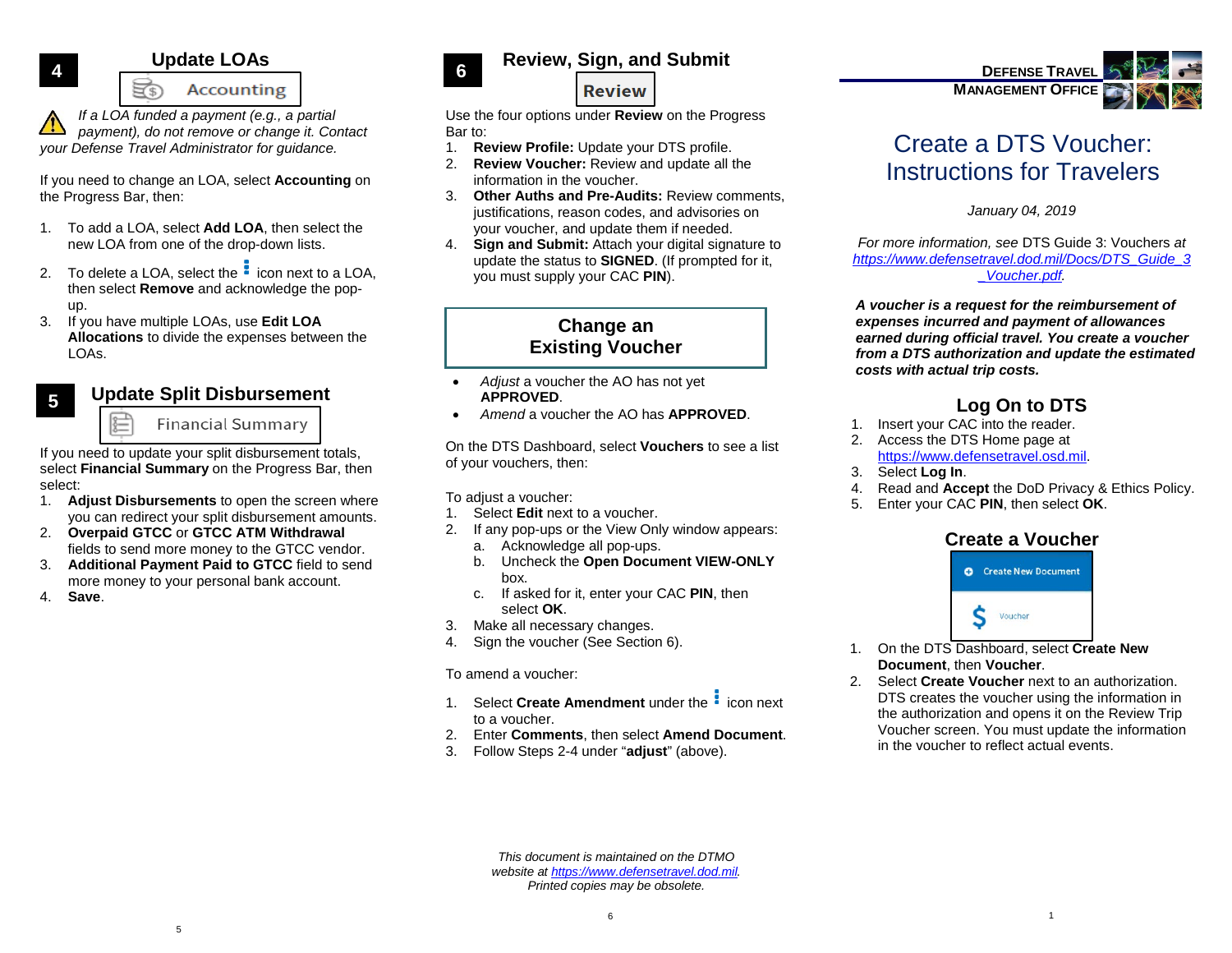## 4 Update LOAs

Accounting

⚠ *If a LOA funded a payment (e.g., a partial payment), do not remove or change it. Contact your Defense Travel Administrator for guidance.*

If you need to change an LOA, select **Accounting** on the Progress Bar, then:

1. To add a LOA, select **Add LOA**, then select the new LOA from one of the drop-down lists.
2. To delete a LOA, select the ⋮ icon next to a LOA, then select **Remove** and acknowledge the pop-up.
3. If you have multiple LOAs, use **Edit LOA Allocations** to divide the expenses between the LOAs.

## 5 Update Split Disbursement

Financial Summary

If you need to update your split disbursement totals, select **Financial Summary** on the Progress Bar, then select:

1. **Adjust Disbursements** to open the screen where you can redirect your split disbursement amounts.
2. **Overpaid GTCC** or **GTCC ATM Withdrawal** fields to send more money to the GTCC vendor.
3. **Additional Payment Paid to GTCC** field to send more money to your personal bank account.
4. **Save**.

## 6 Review, Sign, and Submit

Review

Use the four options under **Review** on the Progress Bar to:

1. **Review Profile:** Update your DTS profile.
2. **Review Voucher:** Review and update all the information in the voucher.
3. **Other Auths and Pre-Audits:** Review comments, justifications, reason codes, and advisories on your voucher, and update them if needed.
4. **Sign and Submit:** Attach your digital signature to update the status to **SIGNED**. (If prompted for it, you must supply your CAC **PIN**).

## Change an Existing Voucher

- *Adjust* a voucher the AO has not yet **APPROVED**.
- *Amend* a voucher the AO has **APPROVED**.

On the DTS Dashboard, select **Vouchers** to see a list of your vouchers, then:

To adjust a voucher:

1. Select **Edit** next to a voucher.
2. If any pop-ups or the View Only window appears:
   a. Acknowledge all pop-ups.
   b. Uncheck the **Open Document VIEW-ONLY** box.
   c. If asked for it, enter your CAC **PIN**, then select **OK**.
3. Make all necessary changes.
4. Sign the voucher (See Section 6).

To amend a voucher:

1. Select **Create Amendment** under the ⋮ icon next to a voucher.
2. Enter **Comments**, then select **Amend Document**.
3. Follow Steps 2-4 under "**adjust**" (above).

*This document is maintained on the DTMO website at https://www.defensetravel.dod.mil. Printed copies may be obsolete.*

DEFENSE TRAVEL MANAGEMENT OFFICE

# Create a DTS Voucher: Instructions for Travelers

*January 04, 2019*

*For more information, see* DTS Guide 3: Vouchers *at* *https://www.defensetravel.dod.mil/Docs/DTS_Guide_3_Voucher.pdf.*

***A voucher is a request for the reimbursement of expenses incurred and payment of allowances earned during official travel. You create a voucher from a DTS authorization and update the estimated costs with actual trip costs.***

## Log On to DTS

1. Insert your CAC into the reader.
2. Access the DTS Home page at https://www.defensetravel.osd.mil.
3. Select **Log In**.
4. Read and **Accept** the DoD Privacy & Ethics Policy.
5. Enter your CAC **PIN**, then select **OK**.

## Create a Voucher

Create New Document

Voucher

1. On the DTS Dashboard, select **Create New Document**, then **Voucher**.
2. Select **Create Voucher** next to an authorization. DTS creates the voucher using the information in the authorization and opens it on the Review Trip Voucher screen. You must update the information in the voucher to reflect actual events.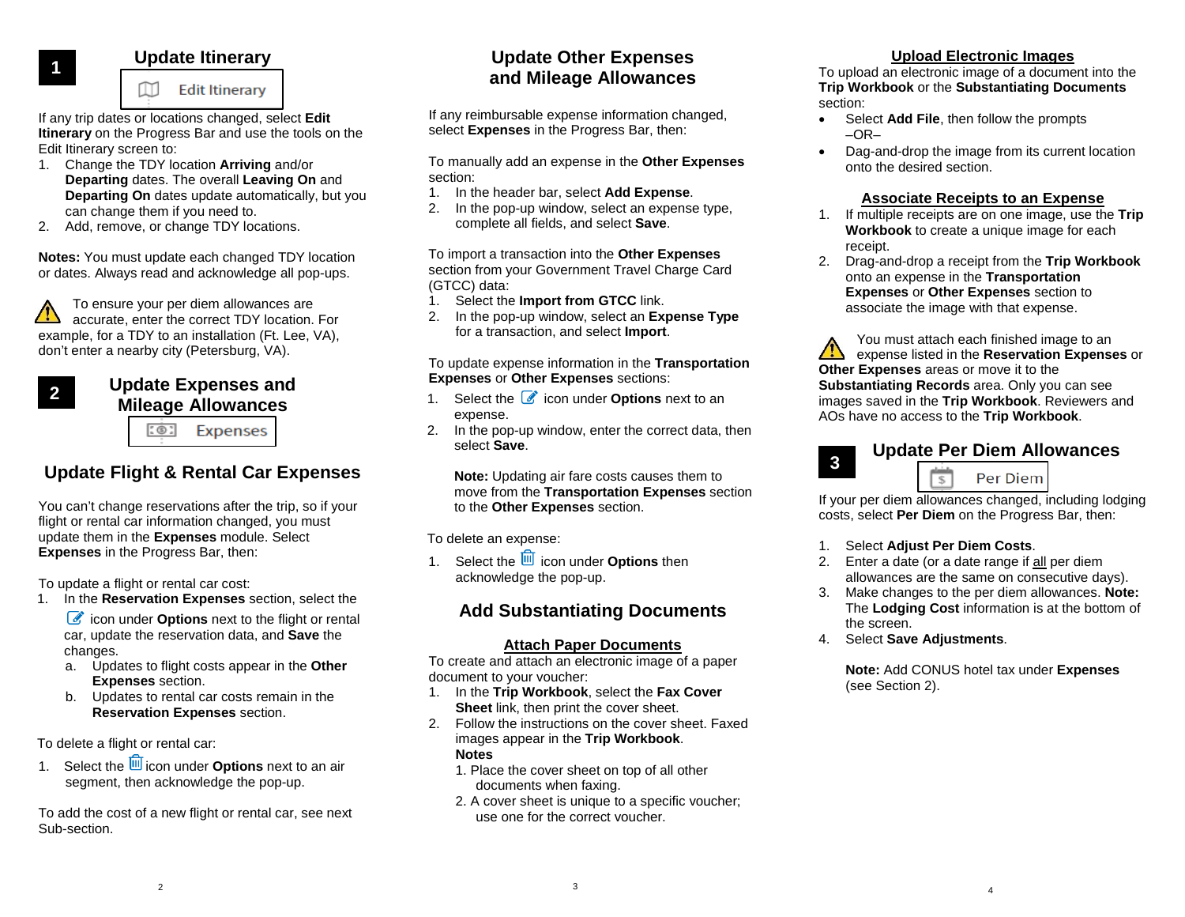# 1 Update Itinerary

Edit Itinerary

If any trip dates or locations changed, select **Edit Itinerary** on the Progress Bar and use the tools on the Edit Itinerary screen to:

1. Change the TDY location **Arriving** and/or **Departing** dates. The overall **Leaving On** and **Departing On** dates update automatically, but you can change them if you need to.
2. Add, remove, or change TDY locations.

**Notes:** You must update each changed TDY location or dates. Always read and acknowledge all pop-ups.

⚠ To ensure your per diem allowances are accurate, enter the correct TDY location. For example, for a TDY to an installation (Ft. Lee, VA), don't enter a nearby city (Petersburg, VA).

# 2 Update Expenses and Mileage Allowances

Expenses

## Update Flight & Rental Car Expenses

You can't change reservations after the trip, so if your flight or rental car information changed, you must update them in the **Expenses** module. Select **Expenses** in the Progress Bar, then:

To update a flight or rental car cost:

1. In the **Reservation Expenses** section, select the icon under **Options** next to the flight or rental car, update the reservation data, and **Save** the changes.
   a. Updates to flight costs appear in the **Other Expenses** section.
   b. Updates to rental car costs remain in the **Reservation Expenses** section.

To delete a flight or rental car:

1. Select the icon under **Options** next to an air segment, then acknowledge the pop-up.

To add the cost of a new flight or rental car, see next Sub-section.

## Update Other Expenses and Mileage Allowances

If any reimbursable expense information changed, select **Expenses** in the Progress Bar, then:

To manually add an expense in the **Other Expenses** section:

1. In the header bar, select **Add Expense**.
2. In the pop-up window, select an expense type, complete all fields, and select **Save**.

To import a transaction into the **Other Expenses** section from your Government Travel Charge Card (GTCC) data:

1. Select the **Import from GTCC** link.
2. In the pop-up window, select an **Expense Type** for a transaction, and select **Import**.

To update expense information in the **Transportation Expenses** or **Other Expenses** sections:

1. Select the icon under **Options** next to an expense.
2. In the pop-up window, enter the correct data, then select **Save**.

   **Note:** Updating air fare costs causes them to move from the **Transportation Expenses** section to the **Other Expenses** section.

To delete an expense:

1. Select the icon under **Options** then acknowledge the pop-up.

## Add Substantiating Documents

### Attach Paper Documents

To create and attach an electronic image of a paper document to your voucher:

1. In the **Trip Workbook**, select the **Fax Cover Sheet** link, then print the cover sheet.
2. Follow the instructions on the cover sheet. Faxed images appear in the **Trip Workbook**.
   **Notes**
   1. Place the cover sheet on top of all other documents when faxing.
   2. A cover sheet is unique to a specific voucher; use one for the correct voucher.

### Upload Electronic Images

To upload an electronic image of a document into the **Trip Workbook** or the **Substantiating Documents** section:

- Select **Add File**, then follow the prompts
  –OR–
- Dag-and-drop the image from its current location onto the desired section.

### Associate Receipts to an Expense

1. If multiple receipts are on one image, use the **Trip Workbook** to create a unique image for each receipt.
2. Drag-and-drop a receipt from the **Trip Workbook** onto an expense in the **Transportation Expenses** or **Other Expenses** section to associate the image with that expense.

⚠ You must attach each finished image to an expense listed in the **Reservation Expenses** or **Other Expenses** areas or move it to the **Substantiating Records** area. Only you can see images saved in the **Trip Workbook**. Reviewers and AOs have no access to the **Trip Workbook**.

# 3 Update Per Diem Allowances

Per Diem

If your per diem allowances changed, including lodging costs, select **Per Diem** on the Progress Bar, then:

1. Select **Adjust Per Diem Costs**.
2. Enter a date (or a date range if all per diem allowances are the same on consecutive days).
3. Make changes to the per diem allowances. **Note:** The **Lodging Cost** information is at the bottom of the screen.
4. Select **Save Adjustments**.

   **Note:** Add CONUS hotel tax under **Expenses** (see Section 2).